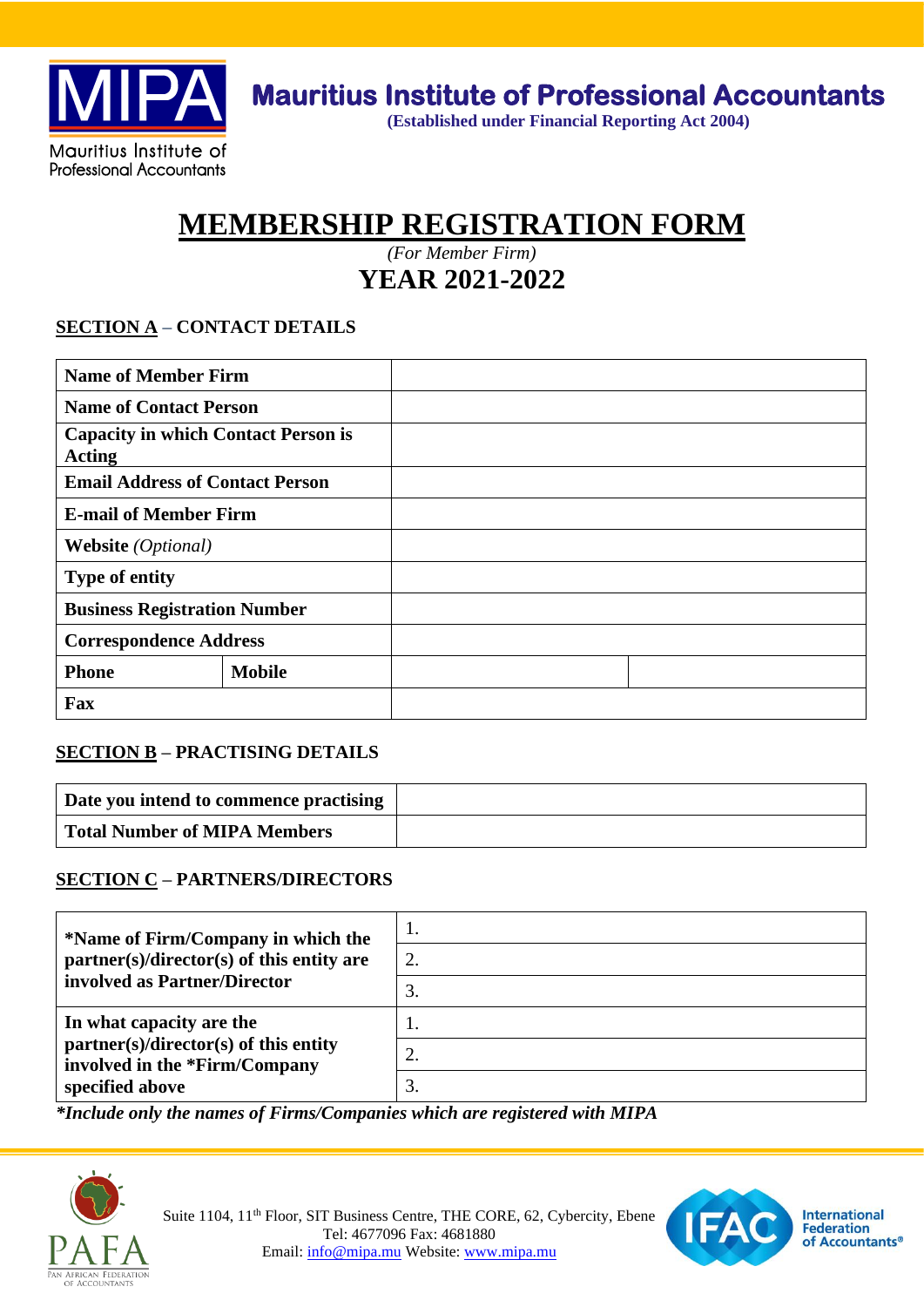# Mauritius Institute of Professional Accountants

**(Established under Financial Reporting Act 2004)**

# MEMBERSHIP REGISTRATION FORM

*(For Member Firm)*

## YEAR 2021-2022

### SECTION A – CONTACT DETAILS

| | | | |
|---|---|---|---|
| **Name of Member Firm** | | | |
| **Name of Contact Person** | | | |
| **Capacity in which Contact Person is Acting** | | | |
| **Email Address of Contact Person** | | | |
| **E-mail of Member Firm** | | | |
| **Website** *(Optional)* | | | |
| **Type of entity** | | | |
| **Business Registration Number** | | | |
| **Correspondence Address** | | | |
| **Phone** | **Mobile** | | |
| **Fax** | | | |

### SECTION B – PRACTISING DETAILS

| | |
|---|---|
| **Date you intend to commence practising** | |
| **Total Number of MIPA Members** | |

### SECTION C – PARTNERS/DIRECTORS

| | |
|---|---|
| **\*Name of Firm/Company in which the partner(s)/director(s) of this entity are involved as Partner/Director** | 1. |
| | 2. |
| | 3. |
| **In what capacity are the partner(s)/director(s) of this entity involved in the \*Firm/Company specified above** | 1. |
| | 2. |
| | 3. |

***Include only the names of Firms/Companies which are registered with MIPA***

Suite 1104, 11th Floor, SIT Business Centre, THE CORE, 62, Cybercity, Ebene
Tel: 4677096 Fax: 4681880
Email: info@mipa.mu Website: www.mipa.mu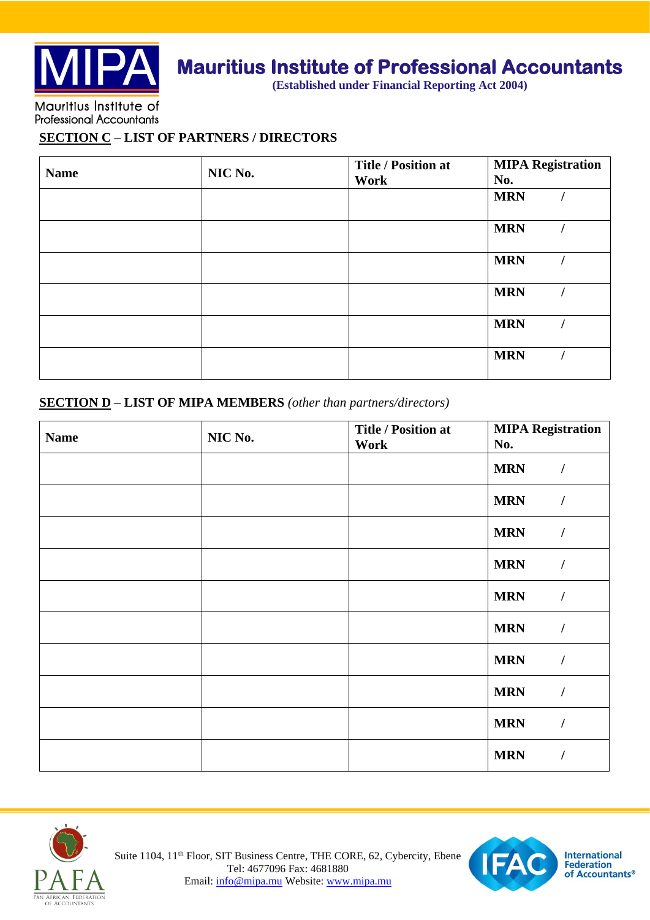# Mauritius Institute of Professional Accountants

**(Established under Financial Reporting Act 2004)**

## SECTION C – LIST OF PARTNERS / DIRECTORS

| Name | NIC No. | Title / Position at Work | MIPA Registration No. |
|---|---|---|---|
| | | | MRN / |
| | | | MRN / |
| | | | MRN / |
| | | | MRN / |
| | | | MRN / |
| | | | MRN / |

## SECTION D – LIST OF MIPA MEMBERS *(other than partners/directors)*

| Name | NIC No. | Title / Position at Work | MIPA Registration No. |
|---|---|---|---|
| | | | MRN / |
| | | | MRN / |
| | | | MRN / |
| | | | MRN / |
| | | | MRN / |
| | | | MRN / |
| | | | MRN / |
| | | | MRN / |
| | | | MRN / |
| | | | MRN / |

Suite 1104, 11th Floor, SIT Business Centre, THE CORE, 62, Cybercity, Ebene
Tel: 4677096 Fax: 4681880
Email: info@mipa.mu Website: www.mipa.mu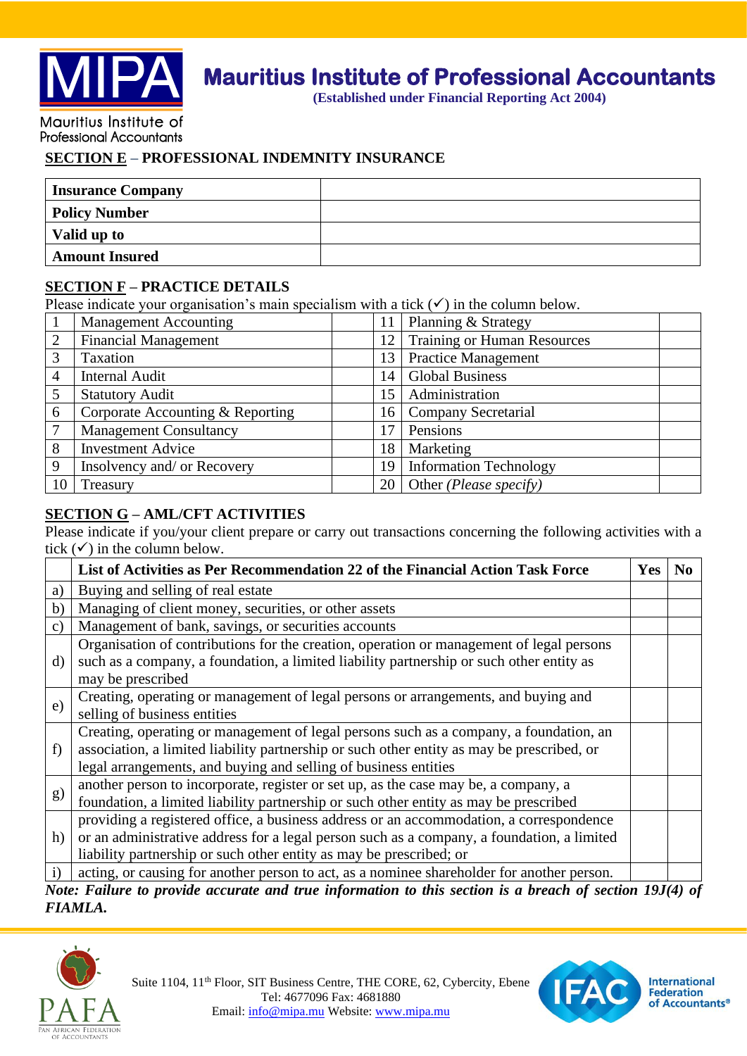# Mauritius Institute of Professional Accountants

**(Established under Financial Reporting Act 2004)**

## SECTION E – PROFESSIONAL INDEMNITY INSURANCE

| **Insurance Company** | |
|---|---|
| **Policy Number** | |
| **Valid up to** | |
| **Amount Insured** | |

## SECTION F – PRACTICE DETAILS

Please indicate your organisation's main specialism with a tick (✓) in the column below.

| | | | | | |
|---|---|---|---|---|---|
| 1 | Management Accounting | | 11 | Planning & Strategy | |
| 2 | Financial Management | | 12 | Training or Human Resources | |
| 3 | Taxation | | 13 | Practice Management | |
| 4 | Internal Audit | | 14 | Global Business | |
| 5 | Statutory Audit | | 15 | Administration | |
| 6 | Corporate Accounting & Reporting | | 16 | Company Secretarial | |
| 7 | Management Consultancy | | 17 | Pensions | |
| 8 | Investment Advice | | 18 | Marketing | |
| 9 | Insolvency and/ or Recovery | | 19 | Information Technology | |
| 10 | Treasury | | 20 | Other *(Please specify)* | |

## SECTION G – AML/CFT ACTIVITIES

Please indicate if you/your client prepare or carry out transactions concerning the following activities with a tick (✓) in the column below.

| | **List of Activities as Per Recommendation 22 of the Financial Action Task Force** | **Yes** | **No** |
|---|---|---|---|
| a) | Buying and selling of real estate | | |
| b) | Managing of client money, securities, or other assets | | |
| c) | Management of bank, savings, or securities accounts | | |
| d) | Organisation of contributions for the creation, operation or management of legal persons such as a company, a foundation, a limited liability partnership or such other entity as may be prescribed | | |
| e) | Creating, operating or management of legal persons or arrangements, and buying and selling of business entities | | |
| f) | Creating, operating or management of legal persons such as a company, a foundation, an association, a limited liability partnership or such other entity as may be prescribed, or legal arrangements, and buying and selling of business entities | | |
| g) | another person to incorporate, register or set up, as the case may be, a company, a foundation, a limited liability partnership or such other entity as may be prescribed | | |
| h) | providing a registered office, a business address or an accommodation, a correspondence or an administrative address for a legal person such as a company, a foundation, a limited liability partnership or such other entity as may be prescribed; or | | |
| i) | acting, or causing for another person to act, as a nominee shareholder for another person. | | |

***Note: Failure to provide accurate and true information to this section is a breach of section 19J(4) of FIAMLA.***

Suite 1104, 11th Floor, SIT Business Centre, THE CORE, 62, Cybercity, Ebene
Tel: 4677096 Fax: 4681880
Email: info@mipa.mu Website: www.mipa.mu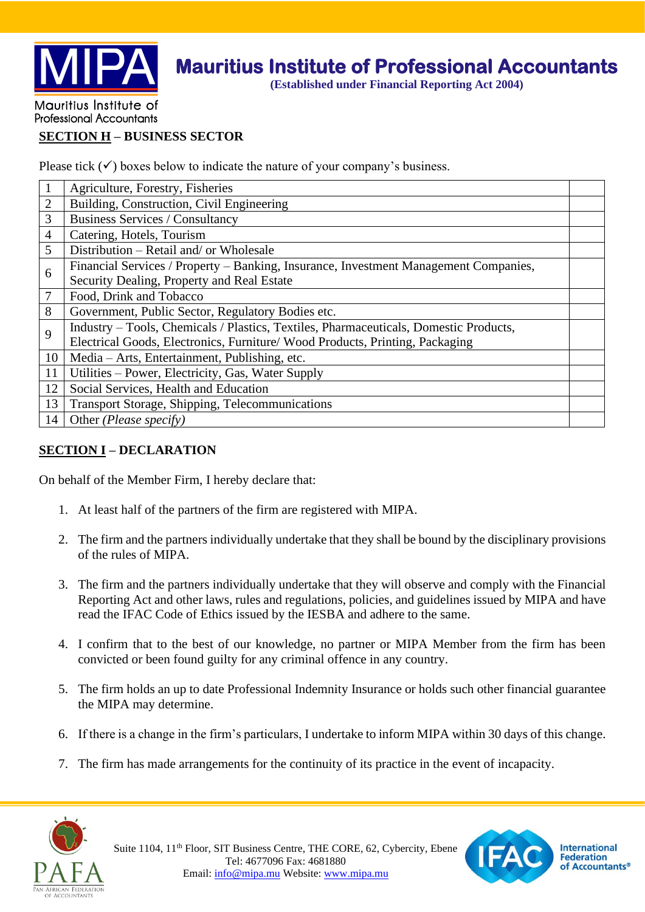## SECTION H – BUSINESS SECTOR

Please tick (✓) boxes below to indicate the nature of your company's business.

| | | |
|---|---|---|
| 1 | Agriculture, Forestry, Fisheries | |
| 2 | Building, Construction, Civil Engineering | |
| 3 | Business Services / Consultancy | |
| 4 | Catering, Hotels, Tourism | |
| 5 | Distribution – Retail and/ or Wholesale | |
| 6 | Financial Services / Property – Banking, Insurance, Investment Management Companies, Security Dealing, Property and Real Estate | |
| 7 | Food, Drink and Tobacco | |
| 8 | Government, Public Sector, Regulatory Bodies etc. | |
| 9 | Industry – Tools, Chemicals / Plastics, Textiles, Pharmaceuticals, Domestic Products, Electrical Goods, Electronics, Furniture/ Wood Products, Printing, Packaging | |
| 10 | Media – Arts, Entertainment, Publishing, etc. | |
| 11 | Utilities – Power, Electricity, Gas, Water Supply | |
| 12 | Social Services, Health and Education | |
| 13 | Transport Storage, Shipping, Telecommunications | |
| 14 | Other *(Please specify)* | |

## SECTION I – DECLARATION

On behalf of the Member Firm, I hereby declare that:

1. At least half of the partners of the firm are registered with MIPA.
2. The firm and the partners individually undertake that they shall be bound by the disciplinary provisions of the rules of MIPA.
3. The firm and the partners individually undertake that they will observe and comply with the Financial Reporting Act and other laws, rules and regulations, policies, and guidelines issued by MIPA and have read the IFAC Code of Ethics issued by the IESBA and adhere to the same.
4. I confirm that to the best of our knowledge, no partner or MIPA Member from the firm has been convicted or been found guilty for any criminal offence in any country.
5. The firm holds an up to date Professional Indemnity Insurance or holds such other financial guarantee the MIPA may determine.
6. If there is a change in the firm's particulars, I undertake to inform MIPA within 30 days of this change.
7. The firm has made arrangements for the continuity of its practice in the event of incapacity.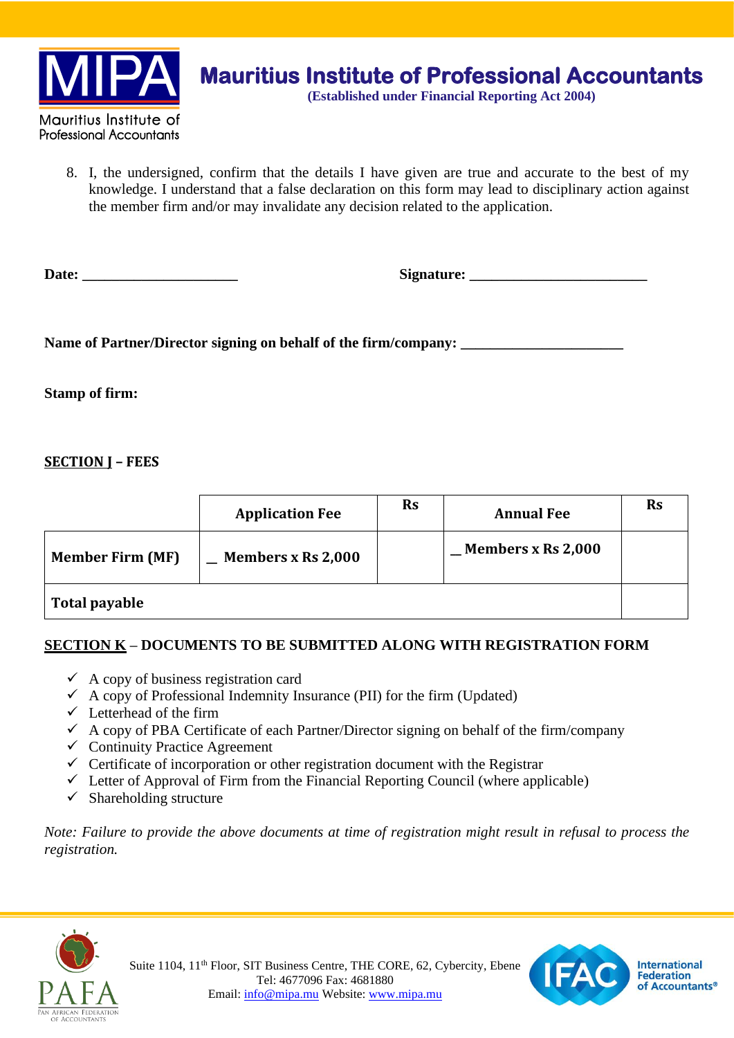8. I, the undersigned, confirm that the details I have given are true and accurate to the best of my knowledge. I understand that a false declaration on this form may lead to disciplinary action against the member firm and/or may invalidate any decision related to the application.

**Date: ____________________** **Signature: ______________________**

**Name of Partner/Director signing on behalf of the firm/company: ____________________**

**Stamp of firm:**

## SECTION J – FEES

| | Application Fee | Rs | Annual Fee | Rs |
|---|---|---|---|---|
| **Member Firm (MF)** | **_ Members x Rs 2,000** | | **_ Members x Rs 2,000** | |
| **Total payable** | | | | |

## SECTION K – DOCUMENTS TO BE SUBMITTED ALONG WITH REGISTRATION FORM

- ✓ A copy of business registration card
- ✓ A copy of Professional Indemnity Insurance (PII) for the firm (Updated)
- ✓ Letterhead of the firm
- ✓ A copy of PBA Certificate of each Partner/Director signing on behalf of the firm/company
- ✓ Continuity Practice Agreement
- ✓ Certificate of incorporation or other registration document with the Registrar
- ✓ Letter of Approval of Firm from the Financial Reporting Council (where applicable)
- ✓ Shareholding structure

*Note: Failure to provide the above documents at time of registration might result in refusal to process the registration.*